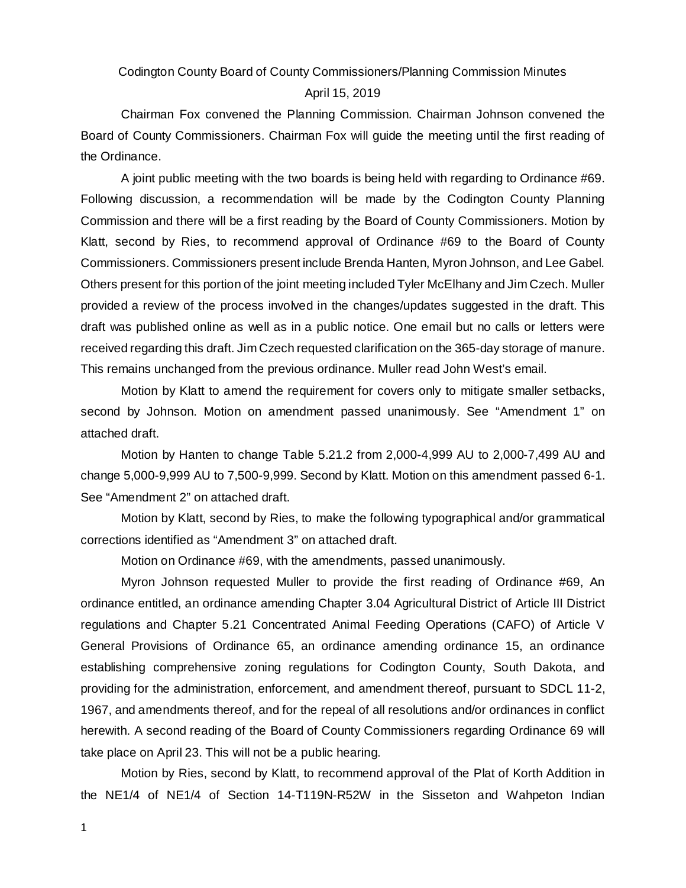Codington County Board of County Commissioners/Planning Commission Minutes

April 15, 2019

Chairman Fox convened the Planning Commission. Chairman Johnson convened the Board of County Commissioners. Chairman Fox will guide the meeting until the first reading of the Ordinance.

A joint public meeting with the two boards is being held with regarding to Ordinance #69. Following discussion, a recommendation will be made by the Codington County Planning Commission and there will be a first reading by the Board of County Commissioners. Motion by Klatt, second by Ries, to recommend approval of Ordinance #69 to the Board of County Commissioners. Commissioners present include Brenda Hanten, Myron Johnson, and Lee Gabel. Others present for this portion of the joint meeting included Tyler McElhany and Jim Czech. Muller provided a review of the process involved in the changes/updates suggested in the draft. This draft was published online as well as in a public notice. One email but no calls or letters were received regarding this draft. Jim Czech requested clarification on the 365-day storage of manure. This remains unchanged from the previous ordinance. Muller read John West's email.

Motion by Klatt to amend the requirement for covers only to mitigate smaller setbacks, second by Johnson. Motion on amendment passed unanimously. See "Amendment 1" on attached draft.

Motion by Hanten to change Table 5.21.2 from 2,000-4,999 AU to 2,000-7,499 AU and change 5,000-9,999 AU to 7,500-9,999. Second by Klatt. Motion on this amendment passed 6-1. See "Amendment 2" on attached draft.

Motion by Klatt, second by Ries, to make the following typographical and/or grammatical corrections identified as "Amendment 3" on attached draft.

Motion on Ordinance #69, with the amendments, passed unanimously.

Myron Johnson requested Muller to provide the first reading of Ordinance #69, An ordinance entitled, an ordinance amending Chapter 3.04 Agricultural District of Article III District regulations and Chapter 5.21 Concentrated Animal Feeding Operations (CAFO) of Article V General Provisions of Ordinance 65, an ordinance amending ordinance 15, an ordinance establishing comprehensive zoning regulations for Codington County, South Dakota, and providing for the administration, enforcement, and amendment thereof, pursuant to SDCL 11-2, 1967, and amendments thereof, and for the repeal of all resolutions and/or ordinances in conflict herewith. A second reading of the Board of County Commissioners regarding Ordinance 69 will take place on April 23. This will not be a public hearing.

Motion by Ries, second by Klatt, to recommend approval of the Plat of Korth Addition in the NE1/4 of NE1/4 of Section 14-T119N-R52W in the Sisseton and Wahpeton Indian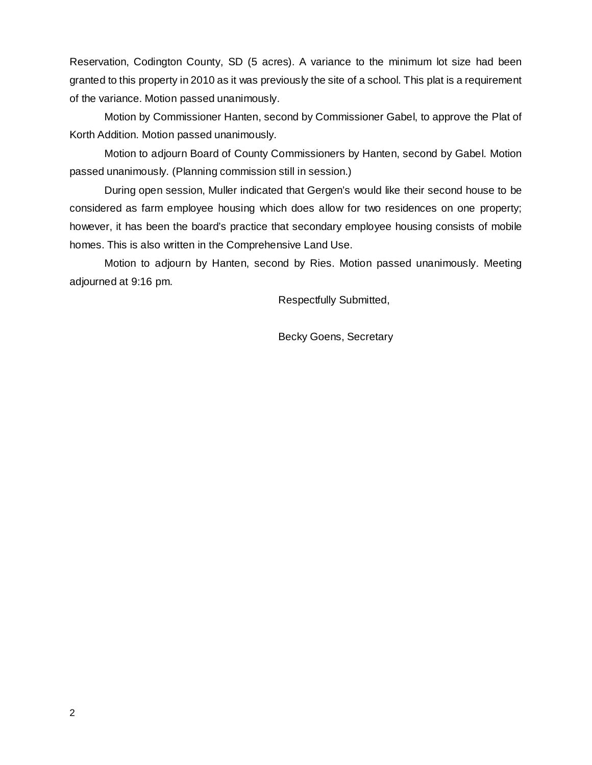Reservation, Codington County, SD (5 acres). A variance to the minimum lot size had been granted to this property in 2010 as it was previously the site of a school. This plat is a requirement of the variance. Motion passed unanimously.

Motion by Commissioner Hanten, second by Commissioner Gabel, to approve the Plat of Korth Addition. Motion passed unanimously.

Motion to adjourn Board of County Commissioners by Hanten, second by Gabel. Motion passed unanimously. (Planning commission still in session.)

During open session, Muller indicated that Gergen's would like their second house to be considered as farm employee housing which does allow for two residences on one property; however, it has been the board's practice that secondary employee housing consists of mobile homes. This is also written in the Comprehensive Land Use.

Motion to adjourn by Hanten, second by Ries. Motion passed unanimously. Meeting adjourned at 9:16 pm.

Respectfully Submitted,

Becky Goens, Secretary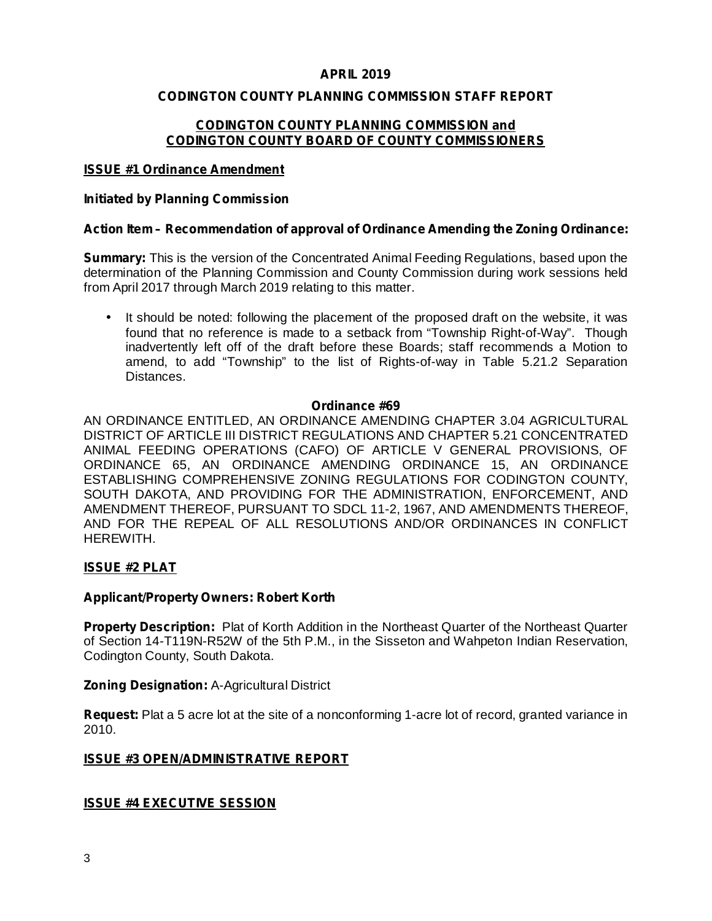**APRIL 2019**

**CODINGTON COUNTY PLANNING COMMISSION STAFF REPORT**

**CODINGTON COUNTY PLANNING COMMISSION and CODINGTON COUNTY BOARD OF COUNTY COMMISSIONERS**

## ISSUE #1 Ordinance Amendment

**Initiated by Planning Commission**

**Action Item – Recommendation of approval of Ordinance Amending the Zoning Ordinance:**

**Summary:** This is the version of the Concentrated Animal Feeding Regulations, based upon the determination of the Planning Commission and County Commission during work sessions held from April 2017 through March 2019 relating to this matter.

- It should be noted: following the placement of the proposed draft on the website, it was found that no reference is made to a setback from "Township Right-of-Way". Though inadvertently left off of the draft before these Boards; staff recommends a Motion to amend, to add "Township" to the list of Rights-of-way in Table 5.21.2 Separation Distances.

**Ordinance #69**

AN ORDINANCE ENTITLED, AN ORDINANCE AMENDING CHAPTER 3.04 AGRICULTURAL DISTRICT OF ARTICLE III DISTRICT REGULATIONS AND CHAPTER 5.21 CONCENTRATED ANIMAL FEEDING OPERATIONS (CAFO) OF ARTICLE V GENERAL PROVISIONS, OF ORDINANCE 65, AN ORDINANCE AMENDING ORDINANCE 15, AN ORDINANCE ESTABLISHING COMPREHENSIVE ZONING REGULATIONS FOR CODINGTON COUNTY, SOUTH DAKOTA, AND PROVIDING FOR THE ADMINISTRATION, ENFORCEMENT, AND AMENDMENT THEREOF, PURSUANT TO SDCL 11-2, 1967, AND AMENDMENTS THEREOF, AND FOR THE REPEAL OF ALL RESOLUTIONS AND/OR ORDINANCES IN CONFLICT HEREWITH.

## ISSUE #2 PLAT

**Applicant/Property Owners: Robert Korth**

**Property Description:** Plat of Korth Addition in the Northeast Quarter of the Northeast Quarter of Section 14-T119N-R52W of the 5th P.M., in the Sisseton and Wahpeton Indian Reservation, Codington County, South Dakota.

**Zoning Designation:** A-Agricultural District

**Request:** Plat a 5 acre lot at the site of a nonconforming 1-acre lot of record, granted variance in 2010.

## ISSUE #3 OPEN/ADMINISTRATIVE REPORT

## ISSUE #4 EXECUTIVE SESSION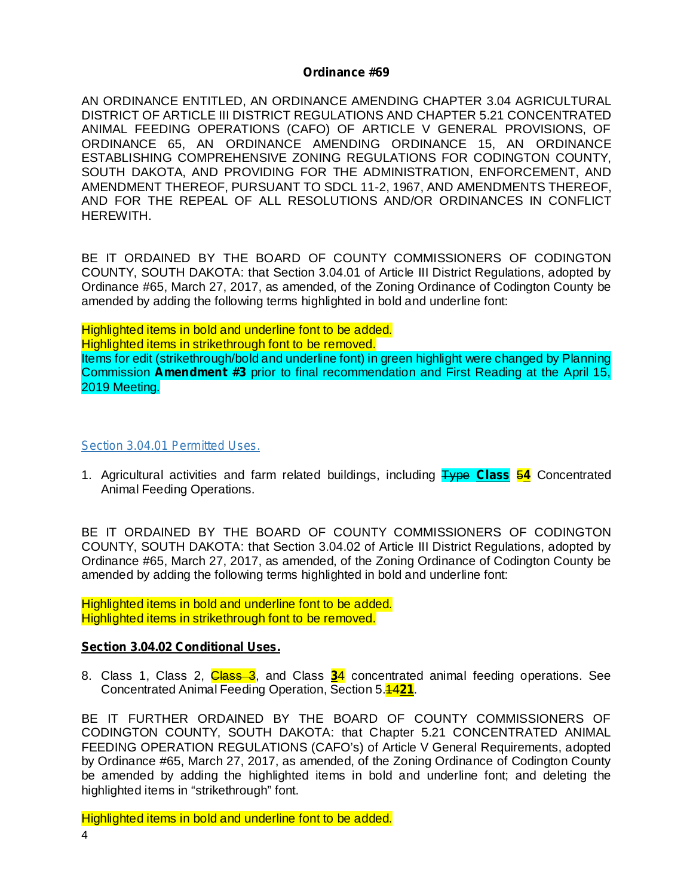**Ordinance #69**

AN ORDINANCE ENTITLED, AN ORDINANCE AMENDING CHAPTER 3.04 AGRICULTURAL DISTRICT OF ARTICLE III DISTRICT REGULATIONS AND CHAPTER 5.21 CONCENTRATED ANIMAL FEEDING OPERATIONS (CAFO) OF ARTICLE V GENERAL PROVISIONS, OF ORDINANCE 65, AN ORDINANCE AMENDING ORDINANCE 15, AN ORDINANCE ESTABLISHING COMPREHENSIVE ZONING REGULATIONS FOR CODINGTON COUNTY, SOUTH DAKOTA, AND PROVIDING FOR THE ADMINISTRATION, ENFORCEMENT, AND AMENDMENT THEREOF, PURSUANT TO SDCL 11-2, 1967, AND AMENDMENTS THEREOF, AND FOR THE REPEAL OF ALL RESOLUTIONS AND/OR ORDINANCES IN CONFLICT HEREWITH.

BE IT ORDAINED BY THE BOARD OF COUNTY COMMISSIONERS OF CODINGTON COUNTY, SOUTH DAKOTA: that Section 3.04.01 of Article III District Regulations, adopted by Ordinance #65, March 27, 2017, as amended, of the Zoning Ordinance of Codington County be amended by adding the following terms highlighted in bold and underline font:

Highlighted items in bold and underline font to be added.
Highlighted items in strikethrough font to be removed.
Items for edit (strikethrough/bold and underline font) in green highlight were changed by Planning Commission **Amendment #3** prior to final recommendation and First Reading at the April 15, 2019 Meeting.

Section 3.04.01 Permitted Uses.

1. Agricultural activities and farm related buildings, including ~~Type~~ **<u>Class</u>** ~~5~~**<u>4</u>** Concentrated Animal Feeding Operations.

BE IT ORDAINED BY THE BOARD OF COUNTY COMMISSIONERS OF CODINGTON COUNTY, SOUTH DAKOTA: that Section 3.04.02 of Article III District Regulations, adopted by Ordinance #65, March 27, 2017, as amended, of the Zoning Ordinance of Codington County be amended by adding the following terms highlighted in bold and underline font:

Highlighted items in bold and underline font to be added.
Highlighted items in strikethrough font to be removed.

**<u>Section 3.04.02 Conditional Uses.</u>**

8. Class 1, Class 2, ~~Class 3~~, and Class **<u>3</u>**~~4~~ concentrated animal feeding operations. See Concentrated Animal Feeding Operation, Section 5.~~14~~**<u>21</u>**.

BE IT FURTHER ORDAINED BY THE BOARD OF COUNTY COMMISSIONERS OF CODINGTON COUNTY, SOUTH DAKOTA: that Chapter 5.21 CONCENTRATED ANIMAL FEEDING OPERATION REGULATIONS (CAFO's) of Article V General Requirements, adopted by Ordinance #65, March 27, 2017, as amended, of the Zoning Ordinance of Codington County be amended by adding the highlighted items in bold and underline font; and deleting the highlighted items in "strikethrough" font.

Highlighted items in bold and underline font to be added.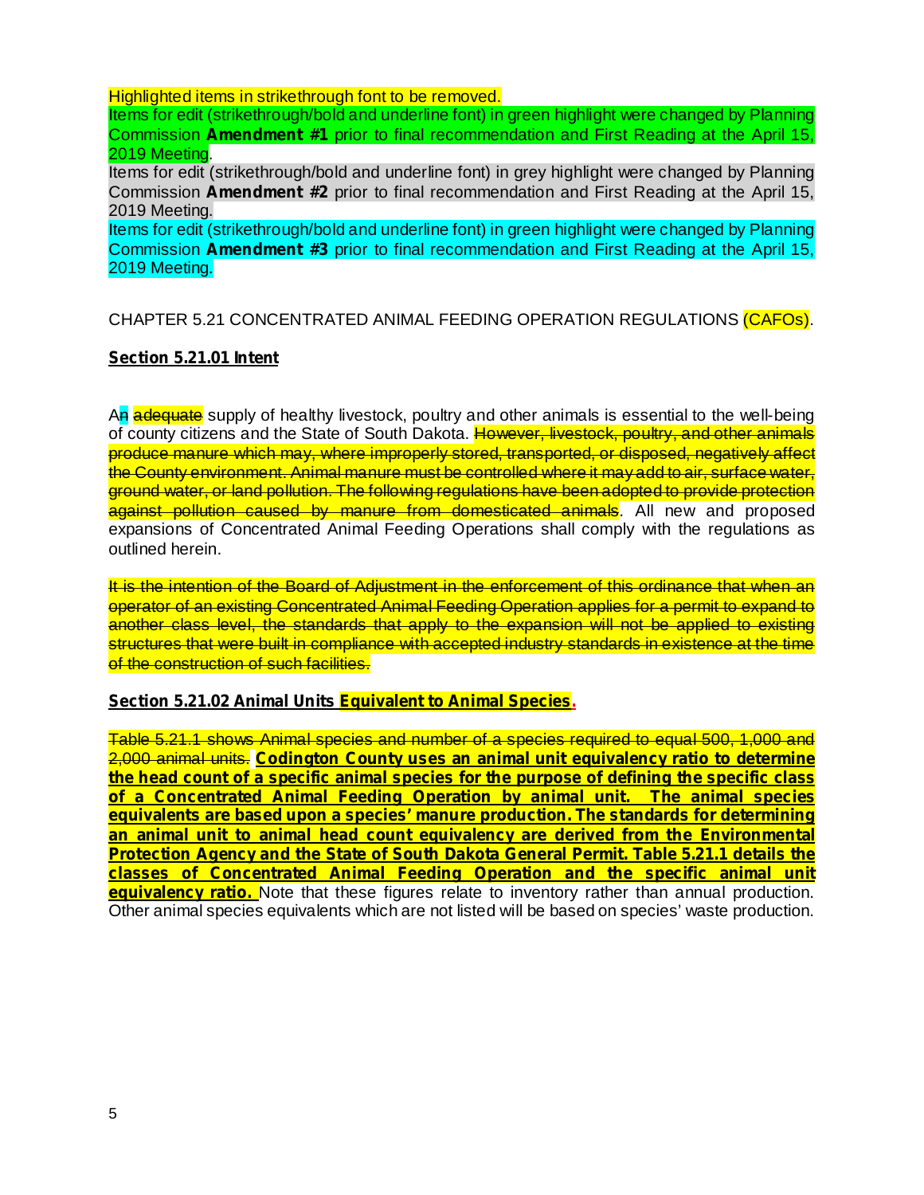Highlighted items in strikethrough font to be removed.
Items for edit (strikethrough/bold and underline font) in green highlight were changed by Planning Commission **Amendment #1** prior to final recommendation and First Reading at the April 15, 2019 Meeting.
Items for edit (strikethrough/bold and underline font) in grey highlight were changed by Planning Commission **Amendment #2** prior to final recommendation and First Reading at the April 15, 2019 Meeting.
Items for edit (strikethrough/bold and underline font) in green highlight were changed by Planning Commission **Amendment #3** prior to final recommendation and First Reading at the April 15, 2019 Meeting.

CHAPTER 5.21 CONCENTRATED ANIMAL FEEDING OPERATION REGULATIONS (CAFOs).

## Section 5.21.01 Intent

A~~n~~ ~~adequate~~ supply of healthy livestock, poultry and other animals is essential to the well-being of county citizens and the State of South Dakota. ~~However, livestock, poultry, and other animals produce manure which may, where improperly stored, transported, or disposed, negatively affect the County environment. Animal manure must be controlled where it may add to air, surface water, ground water, or land pollution. The following regulations have been adopted to provide protection against pollution caused by manure from domesticated animals~~. All new and proposed expansions of Concentrated Animal Feeding Operations shall comply with the regulations as outlined herein.

~~It is the intention of the Board of Adjustment in the enforcement of this ordinance that when an operator of an existing Concentrated Animal Feeding Operation applies for a permit to expand to another class level, the standards that apply to the expansion will not be applied to existing structures that were built in compliance with accepted industry standards in existence at the time of the construction of such facilities.~~

## Section 5.21.02 Animal Units Equivalent to Animal Species.

~~Table 5.21.1 shows Animal species and number of a species required to equal 500, 1,000 and 2,000 animal units.~~ **Codington County uses an animal unit equivalency ratio to determine the head count of a specific animal species for the purpose of defining the specific class of a Concentrated Animal Feeding Operation by animal unit. The animal species equivalents are based upon a species' manure production. The standards for determining an animal unit to animal head count equivalency are derived from the Environmental Protection Agency and the State of South Dakota General Permit. Table 5.21.1 details the classes of Concentrated Animal Feeding Operation and the specific animal unit equivalency ratio.** Note that these figures relate to inventory rather than annual production. Other animal species equivalents which are not listed will be based on species' waste production.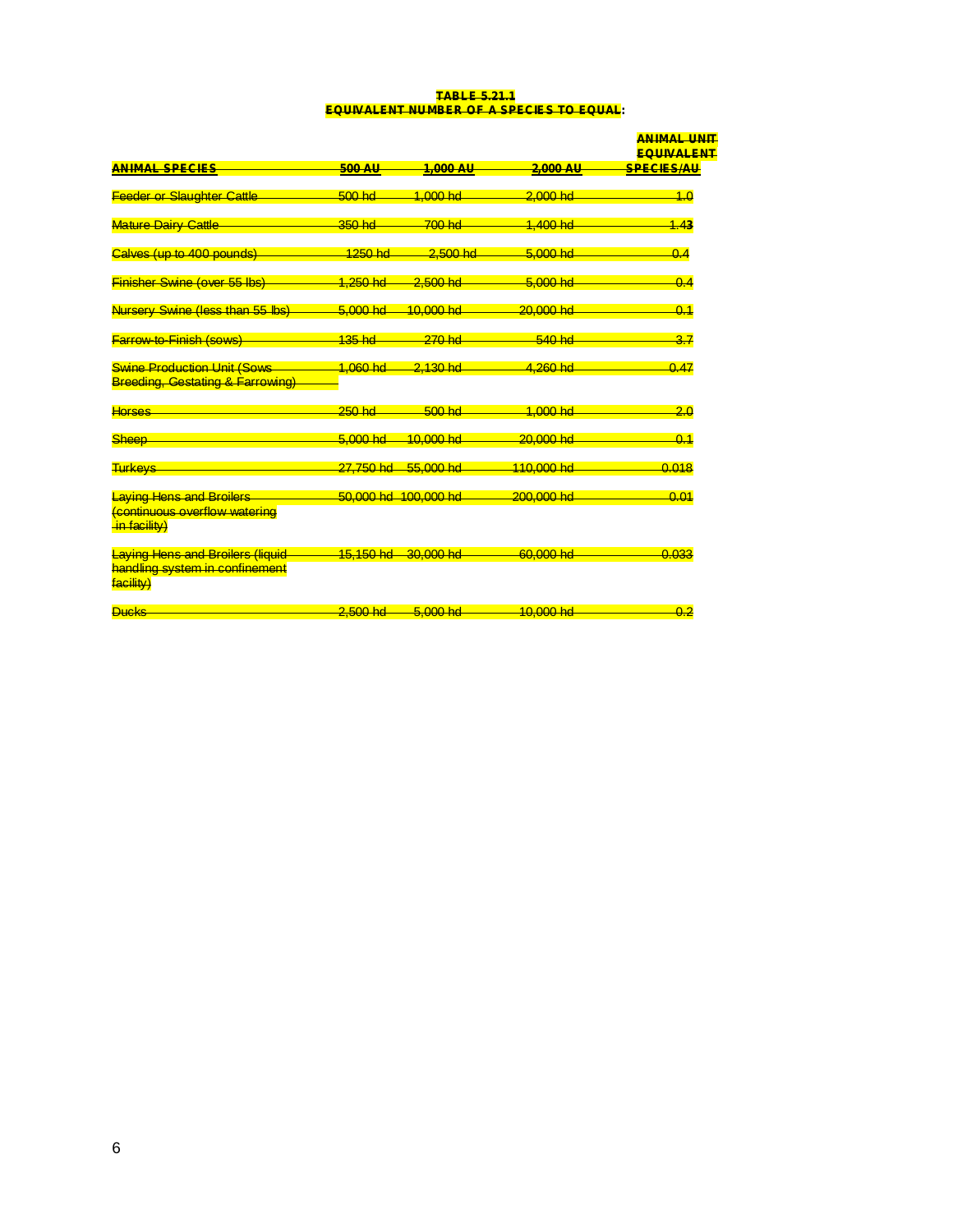**TABLE 5.21.1**
**EQUIVALENT NUMBER OF A SPECIES TO EQUAL:**

| ANIMAL SPECIES | 500 AU | 1,000 AU | 2,000 AU | ANIMAL UNIT EQUIVALENT SPECIES/AU |
|---|---|---|---|---|
| Feeder or Slaughter Cattle | 500 hd | 1,000 hd | 2,000 hd | 1.0 |
| Mature Dairy Cattle | 350 hd | 700 hd | 1,400 hd | 1.43 |
| Calves (up to 400 pounds) | 1250 hd | 2,500 hd | 5,000 hd | 0.4 |
| Finisher Swine (over 55 lbs) | 1,250 hd | 2,500 hd | 5,000 hd | 0.4 |
| Nursery Swine (less than 55 lbs) | 5,000 hd | 10,000 hd | 20,000 hd | 0.1 |
| Farrow-to-Finish (sows) | 135 hd | 270 hd | 540 hd | 3.7 |
| Swine Production Unit (Sows Breeding, Gestating & Farrowing) | 1,060 hd | 2,130 hd | 4,260 hd | 0.47 |
| Horses | 250 hd | 500 hd | 1,000 hd | 2.0 |
| Sheep | 5,000 hd | 10,000 hd | 20,000 hd | 0.1 |
| Turkeys | 27,750 hd | 55,000 hd | 110,000 hd | 0.018 |
| Laying Hens and Broilers (continuous overflow watering in facility) | 50,000 hd | 100,000 hd | 200,000 hd | 0.01 |
| Laying Hens and Broilers (liquid handling system in confinement facility) | 15,150 hd | 30,000 hd | 60,000 hd | 0.033 |
| Ducks | 2,500 hd | 5,000 hd | 10,000 hd | 0.2 |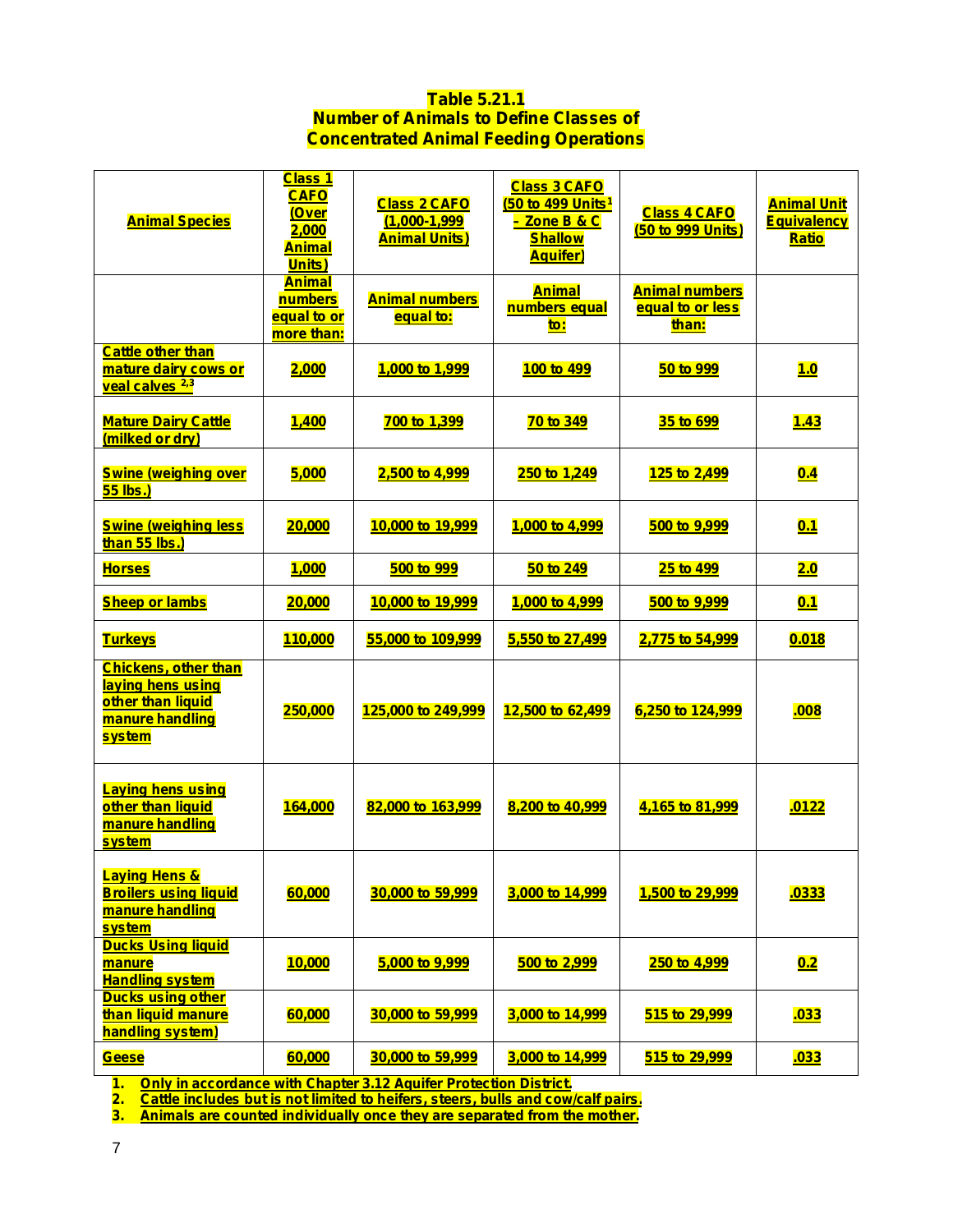**Table 5.21.1**
**Number of Animals to Define Classes of Concentrated Animal Feeding Operations**

| Animal Species | Class 1 CAFO (Over 2,000 Animal Units) | Class 2 CAFO (1,000-1,999 Animal Units) | Class 3 CAFO (50 to 499 Units[1] - Zone B & C Shallow Aquifer) | Class 4 CAFO (50 to 999 Units) | Animal Unit Equivalency Ratio |
|---|---|---|---|---|---|
| | Animal numbers equal to or more than: | Animal numbers equal to: | Animal numbers equal to: | Animal numbers equal to or less than: | |
| Cattle other than mature dairy cows or veal calves [2,3] | 2,000 | 1,000 to 1,999 | 100 to 499 | 50 to 999 | 1.0 |
| Mature Dairy Cattle (milked or dry) | 1,400 | 700 to 1,399 | 70 to 349 | 35 to 699 | 1.43 |
| Swine (weighing over 55 lbs.) | 5,000 | 2,500 to 4,999 | 250 to 1,249 | 125 to 2,499 | 0.4 |
| Swine (weighing less than 55 lbs.) | 20,000 | 10,000 to 19,999 | 1,000 to 4,999 | 500 to 9,999 | 0.1 |
| Horses | 1,000 | 500 to 999 | 50 to 249 | 25 to 499 | 2.0 |
| Sheep or lambs | 20,000 | 10,000 to 19,999 | 1,000 to 4,999 | 500 to 9,999 | 0.1 |
| Turkeys | 110,000 | 55,000 to 109,999 | 5,550 to 27,499 | 2,775 to 54,999 | 0.018 |
| Chickens, other than laying hens using other than liquid manure handling system | 250,000 | 125,000 to 249,999 | 12,500 to 62,499 | 6,250 to 124,999 | .008 |
| Laying hens using other than liquid manure handling system | 164,000 | 82,000 to 163,999 | 8,200 to 40,999 | 4,165 to 81,999 | .0122 |
| Laying Hens & Broilers using liquid manure handling system | 60,000 | 30,000 to 59,999 | 3,000 to 14,999 | 1,500 to 29,999 | .0333 |
| Ducks Using liquid manure Handling system | 10,000 | 5,000 to 9,999 | 500 to 2,999 | 250 to 4,999 | 0.2 |
| Ducks using other than liquid manure handling system) | 60,000 | 30,000 to 59,999 | 3,000 to 14,999 | 515 to 29,999 | .033 |
| Geese | 60,000 | 30,000 to 59,999 | 3,000 to 14,999 | 515 to 29,999 | .033 |

1. Only in accordance with Chapter 3.12 Aquifer Protection District.
2. Cattle includes but is not limited to heifers, steers, bulls and cow/calf pairs.
3. Animals are counted individually once they are separated from the mother.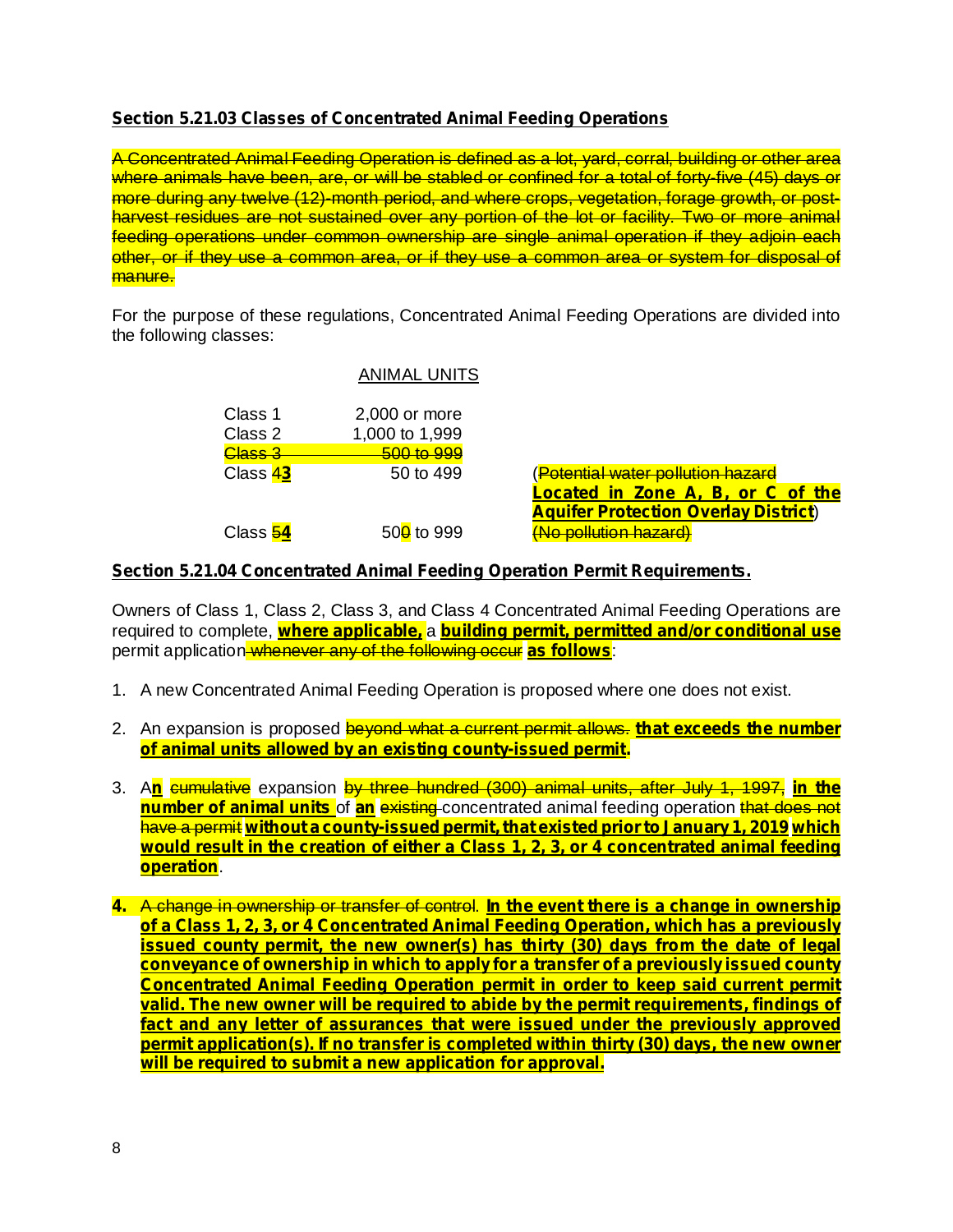**Section 5.21.03 Classes of Concentrated Animal Feeding Operations**

~~A Concentrated Animal Feeding Operation is defined as a lot, yard, corral, building or other area where animals have been, are, or will be stabled or confined for a total of forty-five (45) days or more during any twelve (12)-month period, and where crops, vegetation, forage growth, or post-harvest residues are not sustained over any portion of the lot or facility. Two or more animal feeding operations under common ownership are single animal operation if they adjoin each other, or if they use a common area, or if they use a common area or system for disposal of manure.~~

For the purpose of these regulations, Concentrated Animal Feeding Operations are divided into the following classes:

| | ANIMAL UNITS | |
|---|---|---|
| Class 1 | 2,000 or more | |
| Class 2 | 1,000 to 1,999 | |
| ~~Class 3~~ | ~~500 to 999~~ | |
| Class ~~4~~**3** | 50 to 499 | (~~Potential water pollution hazard~~ **Located in Zone A, B, or C of the Aquifer Protection Overlay District**) |
| Class ~~5~~**4** | 50~~0~~ to 999 | ~~(No pollution hazard)~~ |

**Section 5.21.04 Concentrated Animal Feeding Operation Permit Requirements.**

Owners of Class 1, Class 2, Class 3, and Class 4 Concentrated Animal Feeding Operations are required to complete, **where applicable,** a **building permit, permitted and/or conditional use** permit application ~~whenever any of the following occur~~ **as follows**:

1. A new Concentrated Animal Feeding Operation is proposed where one does not exist.

2. An expansion is proposed ~~beyond what a current permit allows.~~ **that exceeds the number of animal units allowed by an existing county-issued permit.**

3. A**n** ~~cumulative~~ expansion ~~by three hundred (300) animal units, after July 1, 1997,~~ **in the number of animal units** of **an** ~~existing~~ concentrated animal feeding operation ~~that does not have a permit~~ **without a county-issued permit, that existed prior to January 1, 2019 which would result in the creation of either a Class 1, 2, 3, or 4 concentrated animal feeding operation**.

4. ~~A change in ownership or transfer of control.~~ **In the event there is a change in ownership of a Class 1, 2, 3, or 4 Concentrated Animal Feeding Operation, which has a previously issued county permit, the new owner(s) has thirty (30) days from the date of legal conveyance of ownership in which to apply for a transfer of a previously issued county Concentrated Animal Feeding Operation permit in order to keep said current permit valid. The new owner will be required to abide by the permit requirements, findings of fact and any letter of assurances that were issued under the previously approved permit application(s). If no transfer is completed within thirty (30) days, the new owner will be required to submit a new application for approval.**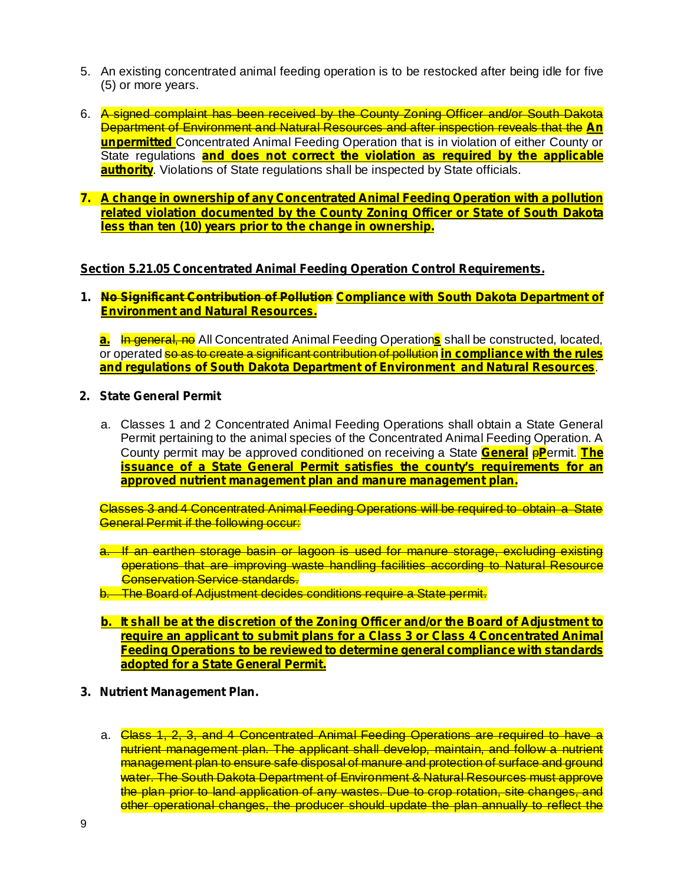5. An existing concentrated animal feeding operation is to be restocked after being idle for five (5) or more years.

6. ~~A signed complaint has been received by the County Zoning Officer and/or South Dakota Department of Environment and Natural Resources and after inspection reveals that the~~ **An unpermitted** Concentrated Animal Feeding Operation that is in violation of either County or State regulations **and does not correct the violation as required by the applicable authority**. Violations of State regulations shall be inspected by State officials.

7. **A change in ownership of any Concentrated Animal Feeding Operation with a pollution related violation documented by the County Zoning Officer or State of South Dakota less than ten (10) years prior to the change in ownership.**

**Section 5.21.05 Concentrated Animal Feeding Operation Control Requirements.**

1. **~~No Significant Contribution of Pollution~~ Compliance with South Dakota Department of Environment and Natural Resources.**

   **a.** ~~In general, no~~ All Concentrated Animal Feeding Operation**s** shall be constructed, located, or operated ~~so as to create a significant contribution of pollution~~ **in compliance with the rules and regulations of South Dakota Department of Environment and Natural Resources**.

2. **State General Permit**

   a. Classes 1 and 2 Concentrated Animal Feeding Operations shall obtain a State General Permit pertaining to the animal species of the Concentrated Animal Feeding Operation. A County permit may be approved conditioned on receiving a State **General** ~~p~~**P**ermit. **The issuance of a State General Permit satisfies the county's requirements for an approved nutrient management plan and manure management plan.**

   ~~Classes 3 and 4 Concentrated Animal Feeding Operations will be required to obtain a State General Permit if the following occur:~~

   ~~a. If an earthen storage basin or lagoon is used for manure storage, excluding existing operations that are improving waste handling facilities according to Natural Resource Conservation Service standards.~~
   ~~b. The Board of Adjustment decides conditions require a State permit.~~

   **b. It shall be at the discretion of the Zoning Officer and/or the Board of Adjustment to require an applicant to submit plans for a Class 3 or Class 4 Concentrated Animal Feeding Operations to be reviewed to determine general compliance with standards adopted for a State General Permit.**

3. **Nutrient Management Plan.**

   a. ~~Class 1, 2, 3, and 4 Concentrated Animal Feeding Operations are required to have a nutrient management plan. The applicant shall develop, maintain, and follow a nutrient management plan to ensure safe disposal of manure and protection of surface and ground water. The South Dakota Department of Environment & Natural Resources must approve the plan prior to land application of any wastes. Due to crop rotation, site changes, and other operational changes, the producer should update the plan annually to reflect the~~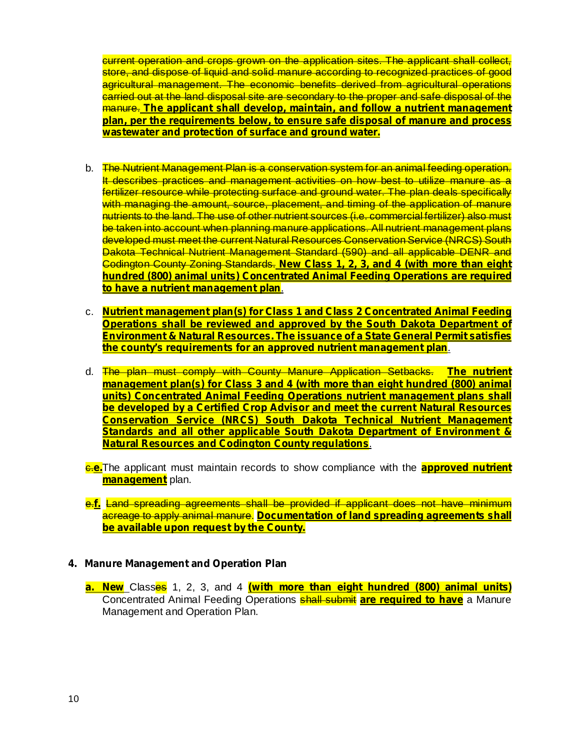~~current operation and crops grown on the application sites. The applicant shall collect, store, and dispose of liquid and solid manure according to recognized practices of good agricultural management. The economic benefits derived from agricultural operations carried out at the land disposal site are secondary to the proper and safe disposal of the manure.~~ **The applicant shall develop, maintain, and follow a nutrient management plan, per the requirements below, to ensure safe disposal of manure and process wastewater and protection of surface and ground water.**

b. ~~The Nutrient Management Plan is a conservation system for an animal feeding operation. It describes practices and management activities on how best to utilize manure as a fertilizer resource while protecting surface and ground water. The plan deals specifically with managing the amount, source, placement, and timing of the application of manure nutrients to the land. The use of other nutrient sources (i.e. commercial fertilizer) also must be taken into account when planning manure applications. All nutrient management plans developed must meet the current Natural Resources Conservation Service (NRCS) South Dakota Technical Nutrient Management Standard (590) and all applicable DENR and Codington County Zoning Standards.~~ **New Class 1, 2, 3, and 4 (with more than eight hundred (800) animal units) Concentrated Animal Feeding Operations are required to have a nutrient management plan**.

c. **Nutrient management plan(s) for Class 1 and Class 2 Concentrated Animal Feeding Operations shall be reviewed and approved by the South Dakota Department of Environment & Natural Resources. The issuance of a State General Permit satisfies the county's requirements for an approved nutrient management plan**.

d. ~~The plan must comply with County Manure Application Setbacks.~~ **The nutrient management plan(s) for Class 3 and 4 (with more than eight hundred (800) animal units) Concentrated Animal Feeding Operations nutrient management plans shall be developed by a Certified Crop Advisor and meet the current Natural Resources Conservation Service (NRCS) South Dakota Technical Nutrient Management Standards and all other applicable South Dakota Department of Environment & Natural Resources and Codington County regulations**.

~~c.~~**e.** The applicant must maintain records to show compliance with the **approved nutrient management** plan.

~~e.~~**f.** ~~Land spreading agreements shall be provided if applicant does not have minimum acreage to apply animal manure.~~ **Documentation of land spreading agreements shall be available upon request by the County.**

**4. Manure Management and Operation Plan**

**a. New** Class~~es~~ 1, 2, 3, and 4 **(with more than eight hundred (800) animal units)** Concentrated Animal Feeding Operations ~~shall submit~~ **are required to have** a Manure Management and Operation Plan.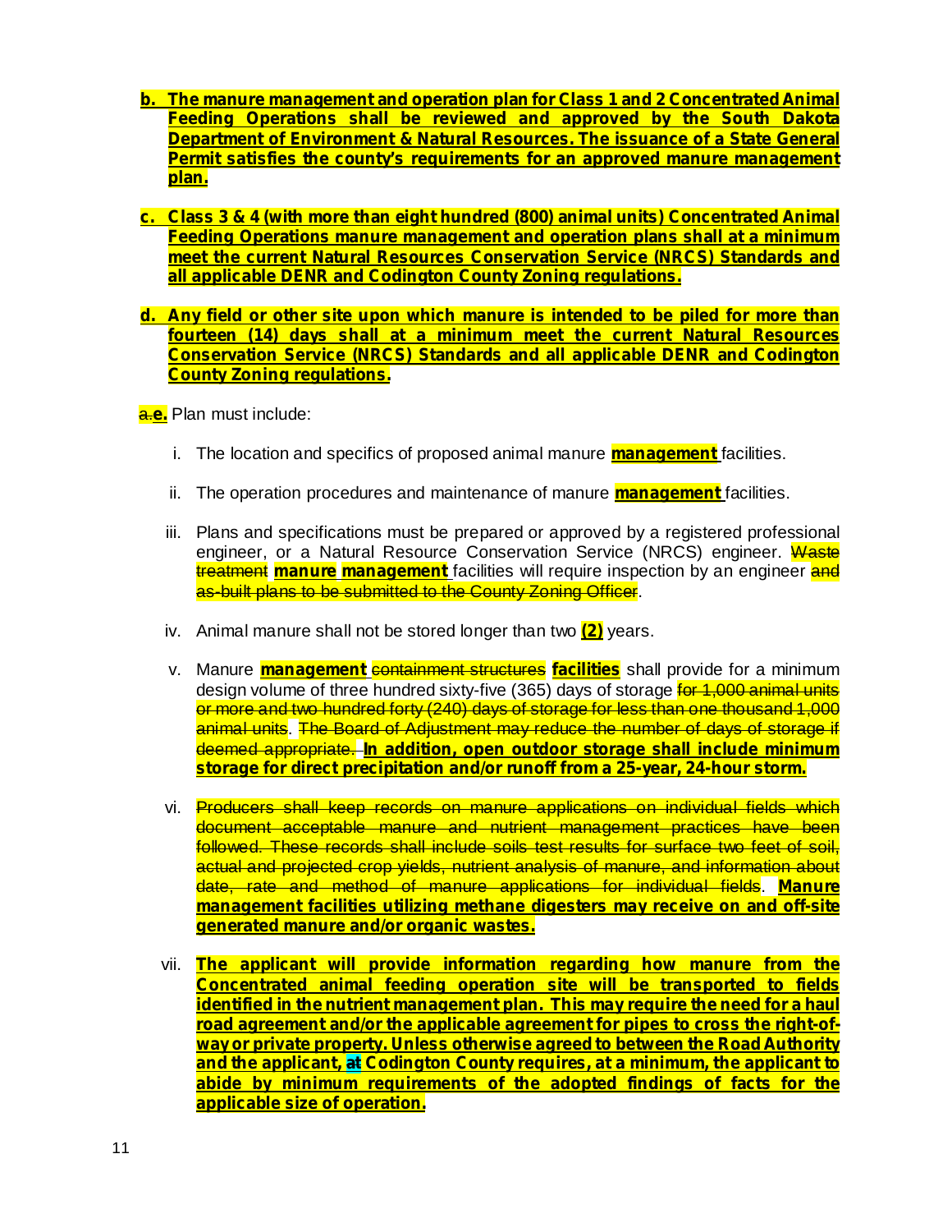b. **The manure management and operation plan for Class 1 and 2 Concentrated Animal Feeding Operations shall be reviewed and approved by the South Dakota Department of Environment & Natural Resources. The issuance of a State General Permit satisfies the county's requirements for an approved manure management plan.**

c. **Class 3 & 4 (with more than eight hundred (800) animal units) Concentrated Animal Feeding Operations manure management and operation plans shall at a minimum meet the current Natural Resources Conservation Service (NRCS) Standards and all applicable DENR and Codington County Zoning regulations.**

d. **Any field or other site upon which manure is intended to be piled for more than fourteen (14) days shall at a minimum meet the current Natural Resources Conservation Service (NRCS) Standards and all applicable DENR and Codington County Zoning regulations.**

~~a.~~**e.** Plan must include:

i. The location and specifics of proposed animal manure **management** facilities.

ii. The operation procedures and maintenance of manure **management** facilities.

iii. Plans and specifications must be prepared or approved by a registered professional engineer, or a Natural Resource Conservation Service (NRCS) engineer. ~~Waste treatment~~ **manure management** facilities will require inspection by an engineer ~~and as-built plans to be submitted to the County Zoning Officer~~.

iv. Animal manure shall not be stored longer than two **(2)** years.

v. Manure **management** ~~containment structures~~ **facilities** shall provide for a minimum design volume of three hundred sixty-five (365) days of storage ~~for 1,000 animal units or more and two hundred forty (240) days of storage for less than one thousand 1,000 animal units~~. ~~The Board of Adjustment may reduce the number of days of storage if deemed appropriate.~~ **In addition, open outdoor storage shall include minimum storage for direct precipitation and/or runoff from a 25-year, 24-hour storm.**

vi. ~~Producers shall keep records on manure applications on individual fields which document acceptable manure and nutrient management practices have been followed. These records shall include soils test results for surface two feet of soil, actual and projected crop yields, nutrient analysis of manure, and information about date, rate and method of manure applications for individual fields~~. **Manure management facilities utilizing methane digesters may receive on and off-site generated manure and/or organic wastes.**

vii. **The applicant will provide information regarding how manure from the Concentrated animal feeding operation site will be transported to fields identified in the nutrient management plan. This may require the need for a haul road agreement and/or the applicable agreement for pipes to cross the right-of-way or private property. Unless otherwise agreed to between the Road Authority and the applicant, ~~at~~ Codington County requires, at a minimum, the applicant to abide by minimum requirements of the adopted findings of facts for the applicable size of operation.**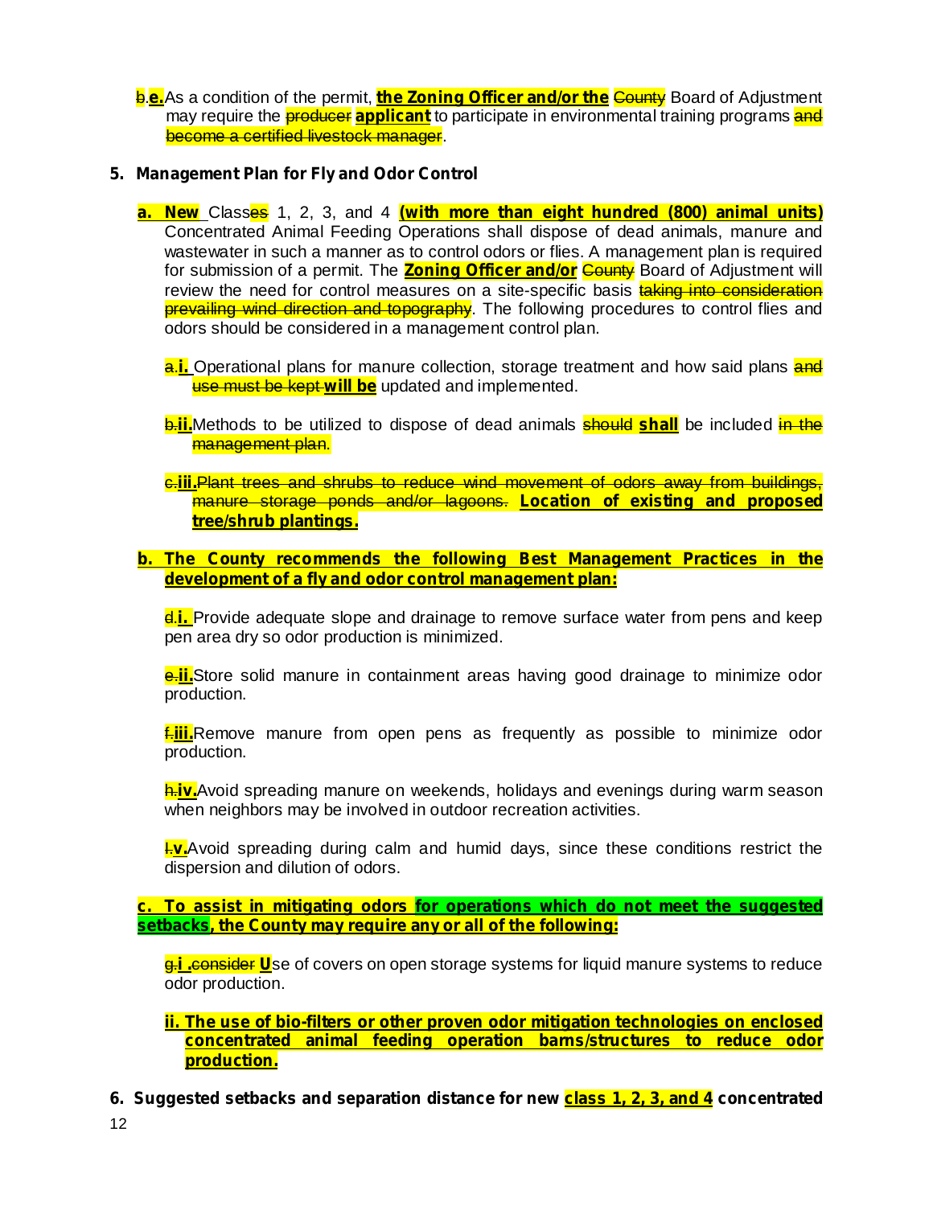~~b~~.**e.** As a condition of the permit, **the Zoning Officer and/or the** ~~County~~ Board of Adjustment may require the ~~producer~~ **applicant** to participate in environmental training programs ~~and become a certified livestock manager~~.

5. **Management Plan for Fly and Odor Control**

   **a. New** Class~~es~~ 1, 2, 3, and 4 **(with more than eight hundred (800) animal units)** Concentrated Animal Feeding Operations shall dispose of dead animals, manure and wastewater in such a manner as to control odors or flies. A management plan is required for submission of a permit. The **Zoning Officer and/or** ~~County~~ Board of Adjustment will review the need for control measures on a site-specific basis ~~taking into consideration prevailing wind direction and topography~~. The following procedures to control flies and odors should be considered in a management control plan.

   ~~a.~~**i.** Operational plans for manure collection, storage treatment and how said plans ~~and use must be kept~~ **will be** updated and implemented.

   ~~b.~~**ii.** Methods to be utilized to dispose of dead animals ~~should~~ **shall** be included ~~in the management plan~~.

   ~~c.~~**iii.** ~~Plant trees and shrubs to reduce wind movement of odors away from buildings, manure storage ponds and/or lagoons.~~ **Location of existing and proposed tree/shrub plantings.**

   **b. The County recommends the following Best Management Practices in the development of a fly and odor control management plan:**

   ~~d.~~**i.** Provide adequate slope and drainage to remove surface water from pens and keep pen area dry so odor production is minimized.

   ~~e.~~**ii.** Store solid manure in containment areas having good drainage to minimize odor production.

   ~~f.~~**iii.** Remove manure from open pens as frequently as possible to minimize odor production.

   ~~h.~~**iv.** Avoid spreading manure on weekends, holidays and evenings during warm season when neighbors may be involved in outdoor recreation activities.

   ~~I.~~**v.** Avoid spreading during calm and humid days, since these conditions restrict the dispersion and dilution of odors.

   **c. To assist in mitigating odors for operations which do not meet the suggested setbacks, the County may require any or all of the following:**

   ~~g.~~**i .** ~~consider~~ **U**se of covers on open storage systems for liquid manure systems to reduce odor production.

   **ii. The use of bio-filters or other proven odor mitigation technologies on enclosed concentrated animal feeding operation barns/structures to reduce odor production.**

6. **Suggested setbacks and separation distance for new class 1, 2, 3, and 4 concentrated**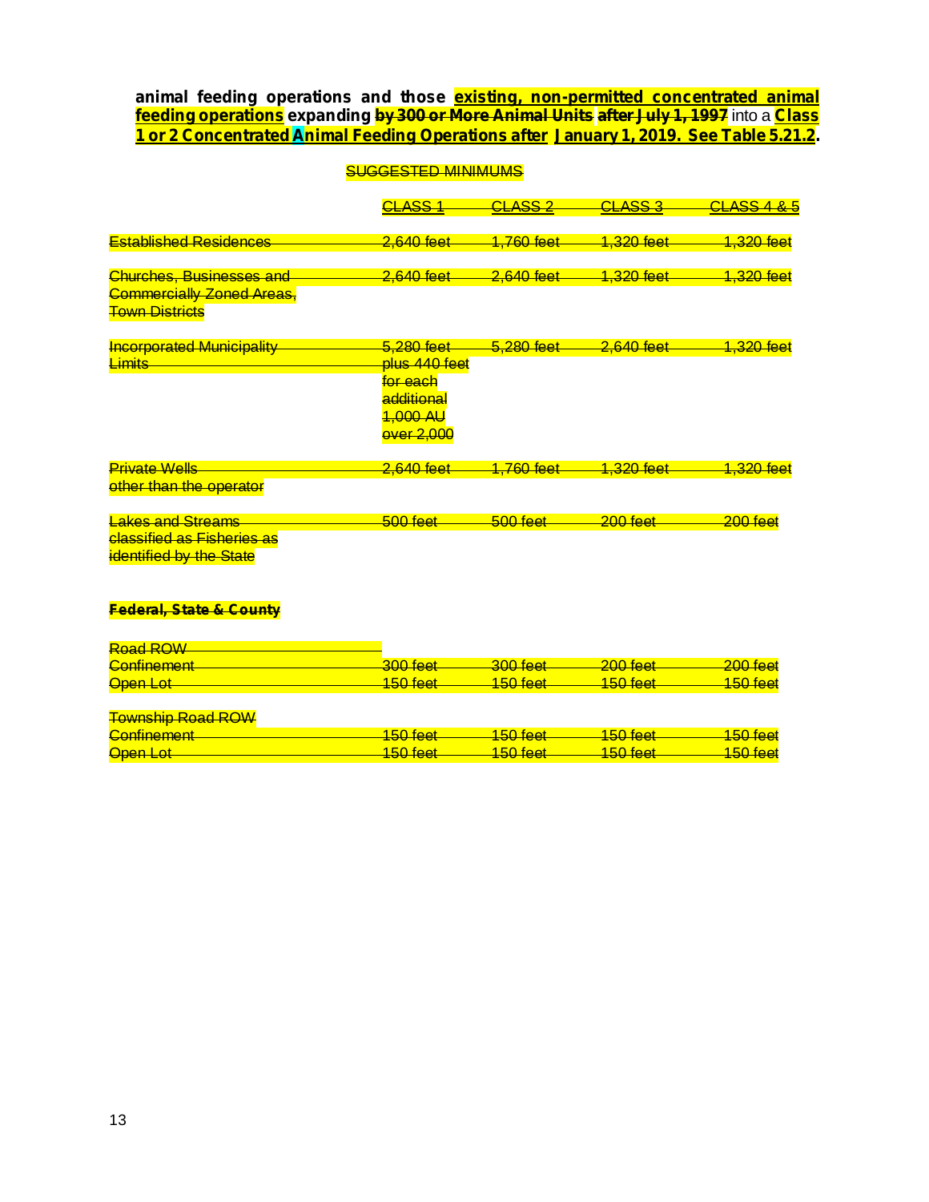**animal feeding operations and those existing, non-permitted concentrated animal feeding operations expanding ~~by 300 or More Animal Units after July 1, 1997~~ into a Class 1 or 2 Concentrated Animal Feeding Operations after January 1, 2019. See Table 5.21.2.**

~~SUGGESTED MINIMUMS~~

| | ~~CLASS 1~~ | ~~CLASS 2~~ | ~~CLASS 3~~ | ~~CLASS 4 & 5~~ |
|---|---|---|---|---|
| ~~Established Residences~~ | ~~2,640 feet~~ | ~~1,760 feet~~ | ~~1,320 feet~~ | ~~1,320 feet~~ |
| ~~Churches, Businesses and Commercially Zoned Areas, Town Districts~~ | ~~2,640 feet~~ | ~~2,640 feet~~ | ~~1,320 feet~~ | ~~1,320 feet~~ |
| ~~Incorporated Municipality Limits~~ | ~~5,280 feet plus 440 feet for each additional 1,000 AU over 2,000~~ | ~~5,280 feet~~ | ~~2,640 feet~~ | ~~1,320 feet~~ |
| ~~Private Wells other than the operator~~ | ~~2,640 feet~~ | ~~1,760 feet~~ | ~~1,320 feet~~ | ~~1,320 feet~~ |
| ~~Lakes and Streams classified as Fisheries as identified by the State~~ | ~~500 feet~~ | ~~500 feet~~ | ~~200 feet~~ | ~~200 feet~~ |
| ~~**Federal, State & County**~~ | | | | |
| ~~Road ROW~~ | | | | |
| ~~Confinement~~ | ~~300 feet~~ | ~~300 feet~~ | ~~200 feet~~ | ~~200 feet~~ |
| ~~Open Lot~~ | ~~150 feet~~ | ~~150 feet~~ | ~~150 feet~~ | ~~150 feet~~ |
| ~~Township Road ROW~~ | | | | |
| ~~Confinement~~ | ~~150 feet~~ | ~~150 feet~~ | ~~150 feet~~ | ~~150 feet~~ |
| ~~Open Lot~~ | ~~150 feet~~ | ~~150 feet~~ | ~~150 feet~~ | ~~150 feet~~ |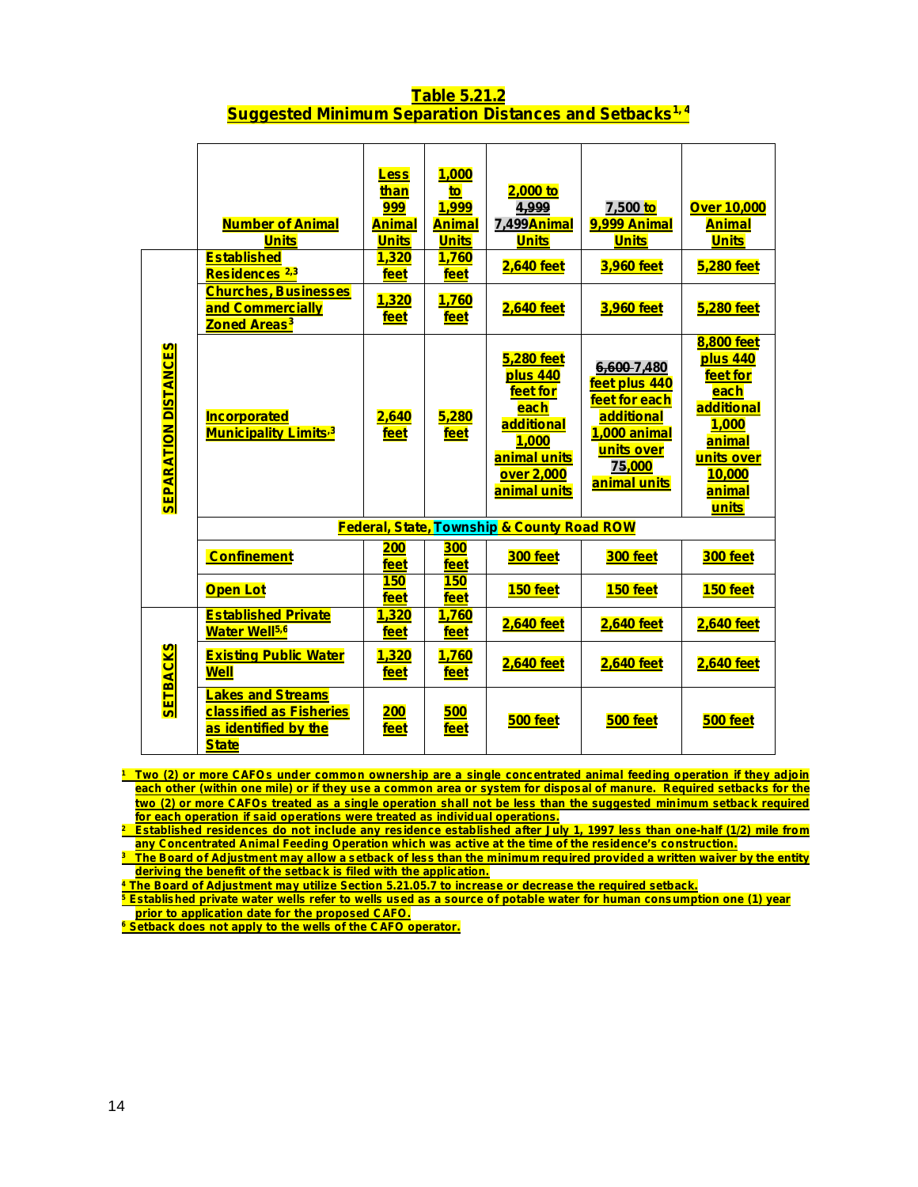# Table 5.21.2
## Suggested Minimum Separation Distances and Setbacks[1,4]

| | Number of Animal Units | Less than 999 Animal Units | 1,000 to 1,999 Animal Units | 2,000 to ~~4,999~~ 7,499 Animal Units | 7,500 to 9,999 Animal Units | Over 10,000 Animal Units |
|---|---|---|---|---|---|---|
| SEPARATION DISTANCES | Established Residences [2,3] | 1,320 feet | 1,760 feet | 2,640 feet | 3,960 feet | 5,280 feet |
| | Churches, Businesses and Commercially Zoned Areas[3] | 1,320 feet | 1,760 feet | 2,640 feet | 3,960 feet | 5,280 feet |
| | Incorporated Municipality Limits[3] | 2,640 feet | 5,280 feet | 5,280 feet plus 440 feet for each additional 1,000 animal units over 2,000 animal units | ~~6,600~~ 7,480 feet plus 440 feet for each additional 1,000 animal units over 75,000 animal units | 8,800 feet plus 440 feet for each additional 1,000 animal units over 10,000 animal units |
| | Federal, State, Township & County Road ROW | | | | | |
| | Confinement | 200 feet | 300 feet | 300 feet | 300 feet | 300 feet |
| | Open Lot | 150 feet | 150 feet | 150 feet | 150 feet | 150 feet |
| SETBACKS | Established Private Water Well[5,6] | 1,320 feet | 1,760 feet | 2,640 feet | 2,640 feet | 2,640 feet |
| | Existing Public Water Well | 1,320 feet | 1,760 feet | 2,640 feet | 2,640 feet | 2,640 feet |
| | Lakes and Streams classified as Fisheries as identified by the State | 200 feet | 500 feet | 500 feet | 500 feet | 500 feet |

[1] Two (2) or more CAFOs under common ownership are a single concentrated animal feeding operation if they adjoin each other (within one mile) or if they use a common area or system for disposal of manure. Required setbacks for the two (2) or more CAFOs treated as a single operation shall not be less than the suggested minimum setback required for each operation if said operations were treated as individual operations.

[2] Established residences do not include any residence established after July 1, 1997 less than one-half (1/2) mile from any Concentrated Animal Feeding Operation which was active at the time of the residence's construction.

[3] The Board of Adjustment may allow a setback of less than the minimum required provided a written waiver by the entity deriving the benefit of the setback is filed with the application.

[4] The Board of Adjustment may utilize Section 5.21.05.7 to increase or decrease the required setback.

[5] Established private water wells refer to wells used as a source of potable water for human consumption one (1) year prior to application date for the proposed CAFO.

[6] Setback does not apply to the wells of the CAFO operator.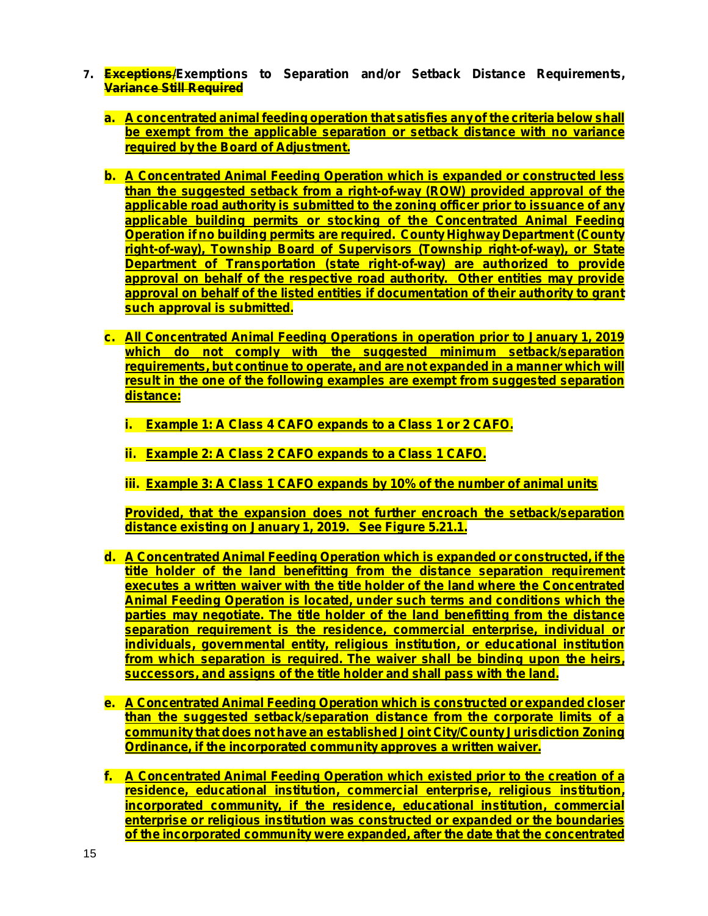7. ~~**Exceptions/**~~**Exemptions to Separation and/or Setback Distance Requirements,** ~~**Variance Still Required**~~

   a. **A concentrated animal feeding operation that satisfies any of the criteria below shall be exempt from the applicable separation or setback distance with no variance required by the Board of Adjustment.**

   b. **A Concentrated Animal Feeding Operation which is expanded or constructed less than the suggested setback from a right-of-way (ROW) provided approval of the applicable road authority is submitted to the zoning officer prior to issuance of any applicable building permits or stocking of the Concentrated Animal Feeding Operation if no building permits are required. County Highway Department (County right-of-way), Township Board of Supervisors (Township right-of-way), or State Department of Transportation (state right-of-way) are authorized to provide approval on behalf of the respective road authority. Other entities may provide approval on behalf of the listed entities if documentation of their authority to grant such approval is submitted.**

   c. **All Concentrated Animal Feeding Operations in operation prior to January 1, 2019 which do not comply with the suggested minimum setback/separation requirements, but continue to operate, and are not expanded in a manner which will result in the one of the following examples are exempt from suggested separation distance:**

      i. **Example 1: A Class 4 CAFO expands to a Class 1 or 2 CAFO.**

      ii. **Example 2: A Class 2 CAFO expands to a Class 1 CAFO.**

      iii. **Example 3: A Class 1 CAFO expands by 10% of the number of animal units**

      **Provided, that the expansion does not further encroach the setback/separation distance existing on January 1, 2019. See Figure 5.21.1.**

   d. **A Concentrated Animal Feeding Operation which is expanded or constructed, if the title holder of the land benefitting from the distance separation requirement executes a written waiver with the title holder of the land where the Concentrated Animal Feeding Operation is located, under such terms and conditions which the parties may negotiate. The title holder of the land benefitting from the distance separation requirement is the residence, commercial enterprise, individual or individuals, governmental entity, religious institution, or educational institution from which separation is required. The waiver shall be binding upon the heirs, successors, and assigns of the title holder and shall pass with the land.**

   e. **A Concentrated Animal Feeding Operation which is constructed or expanded closer than the suggested setback/separation distance from the corporate limits of a community that does not have an established Joint City/County Jurisdiction Zoning Ordinance, if the incorporated community approves a written waiver.**

   f. **A Concentrated Animal Feeding Operation which existed prior to the creation of a residence, educational institution, commercial enterprise, religious institution, incorporated community, if the residence, educational institution, commercial enterprise or religious institution was constructed or expanded or the boundaries of the incorporated community were expanded, after the date that the concentrated**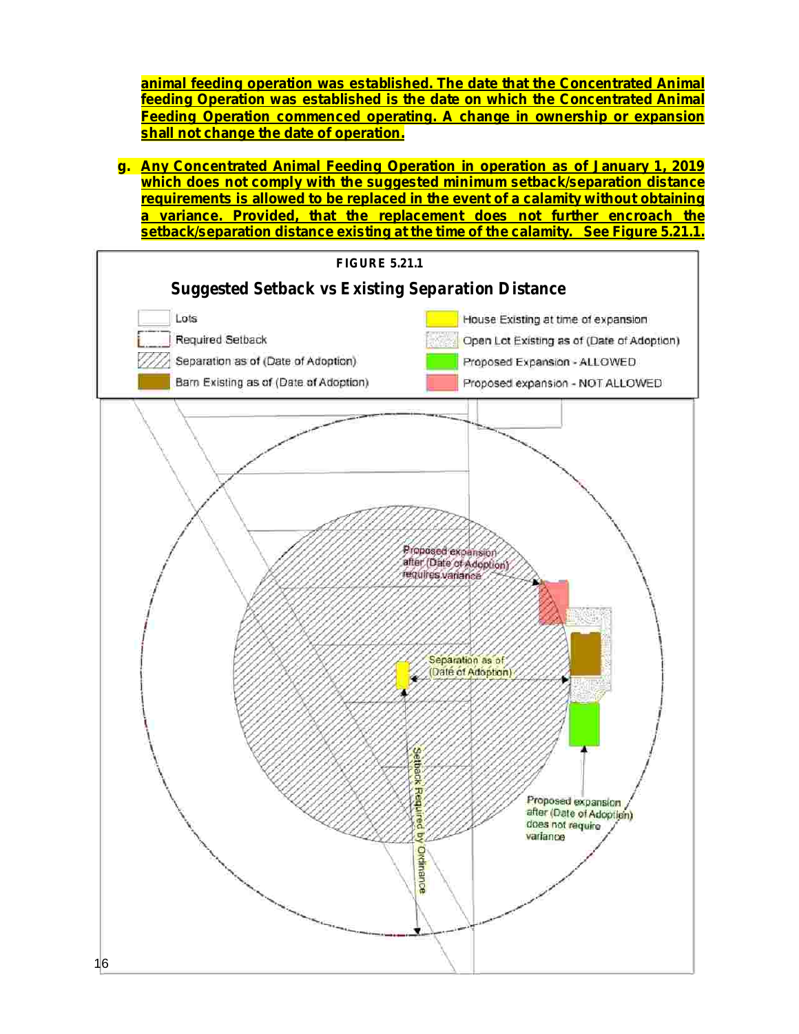**animal feeding operation was established. The date that the Concentrated Animal feeding Operation was established is the date on which the Concentrated Animal Feeding Operation commenced operating. A change in ownership or expansion shall not change the date of operation.**

g. **Any Concentrated Animal Feeding Operation in operation as of January 1, 2019 which does not comply with the suggested minimum setback/separation distance requirements is allowed to be replaced in the event of a calamity without obtaining a variance. Provided, that the replacement does not further encroach the setback/separation distance existing at the time of the calamity. See Figure 5.21.1.**

**FIGURE 5.21.1**

**Suggested Setback vs Existing Separation Distance**

| Legend | |
|---|---|
| Lots | House Existing at time of expansion |
| Required Setback | Open Lot Existing as of (Date of Adoption) |
| Separation as of (Date of Adoption) | Proposed Expansion - ALLOWED |
| Barn Existing as of (Date of Adoption) | Proposed expansion - NOT ALLOWED |

Proposed expansion after (Date of Adoption) requires variance

Separation as of (Date of Adoption)

Setback Required by Ordinance

Proposed expansion after (Date of Adoption) does not require variance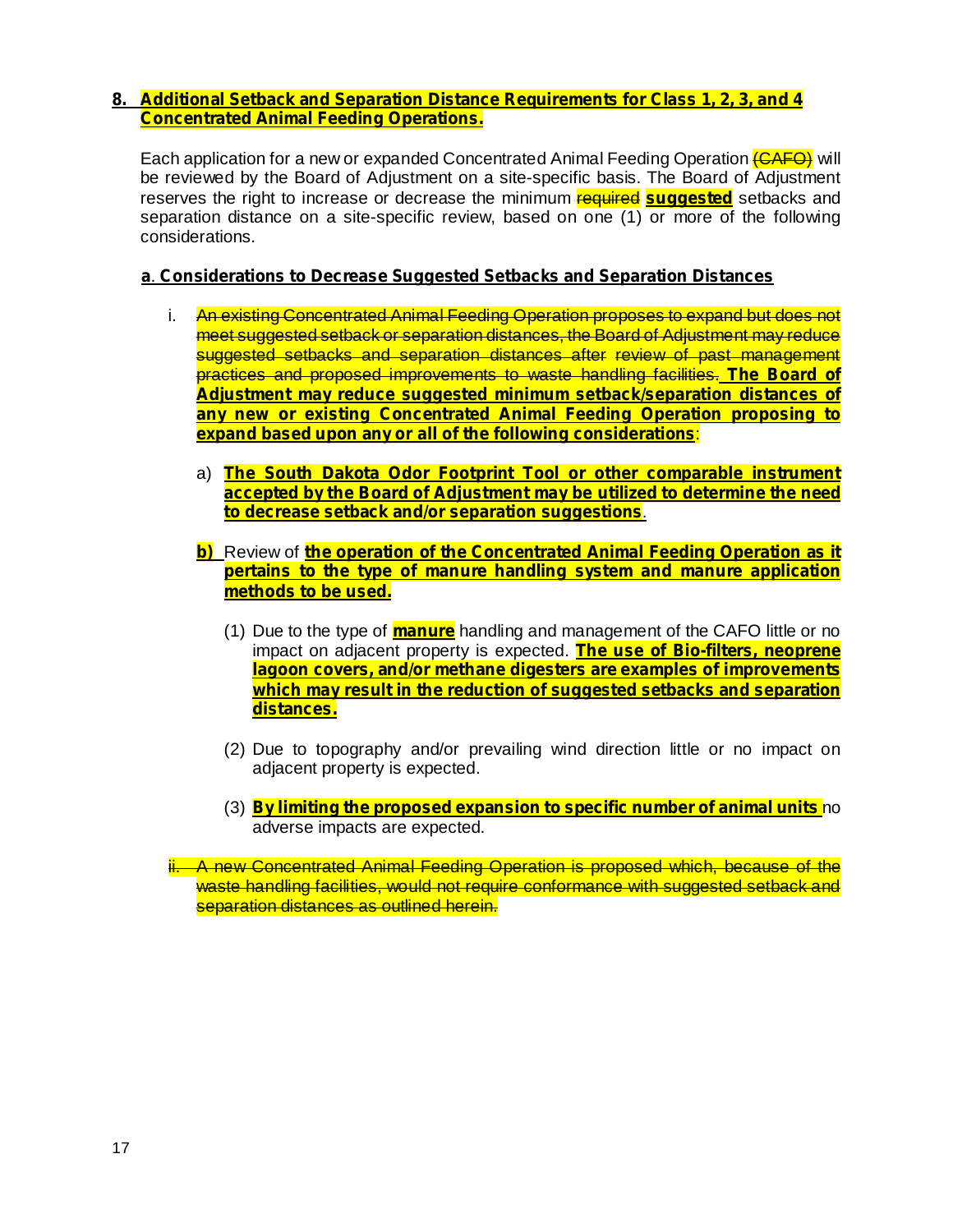**8. Additional Setback and Separation Distance Requirements for Class 1, 2, 3, and 4 Concentrated Animal Feeding Operations.**

Each application for a new or expanded Concentrated Animal Feeding Operation ~~(CAFO)~~ will be reviewed by the Board of Adjustment on a site-specific basis. The Board of Adjustment reserves the right to increase or decrease the minimum ~~required~~ **suggested** setbacks and separation distance on a site-specific review, based on one (1) or more of the following considerations.

**a. Considerations to Decrease Suggested Setbacks and Separation Distances**

i. ~~An existing Concentrated Animal Feeding Operation proposes to expand but does not meet suggested setback or separation distances, the Board of Adjustment may reduce suggested setbacks and separation distances after review of past management practices and proposed improvements to waste handling facilities.~~ **The Board of Adjustment may reduce suggested minimum setback/separation distances of any new or existing Concentrated Animal Feeding Operation proposing to expand based upon any or all of the following considerations**:

a) **The South Dakota Odor Footprint Tool or other comparable instrument accepted by the Board of Adjustment may be utilized to determine the need to decrease setback and/or separation suggestions**.

**b)** Review of **the operation of the Concentrated Animal Feeding Operation as it pertains to the type of manure handling system and manure application methods to be used.**

(1) Due to the type of **manure** handling and management of the CAFO little or no impact on adjacent property is expected. **The use of Bio-filters, neoprene lagoon covers, and/or methane digesters are examples of improvements which may result in the reduction of suggested setbacks and separation distances.**

(2) Due to topography and/or prevailing wind direction little or no impact on adjacent property is expected.

(3) **By limiting the proposed expansion to specific number of animal units** no adverse impacts are expected.

~~ii. A new Concentrated Animal Feeding Operation is proposed which, because of the waste handling facilities, would not require conformance with suggested setback and separation distances as outlined herein.~~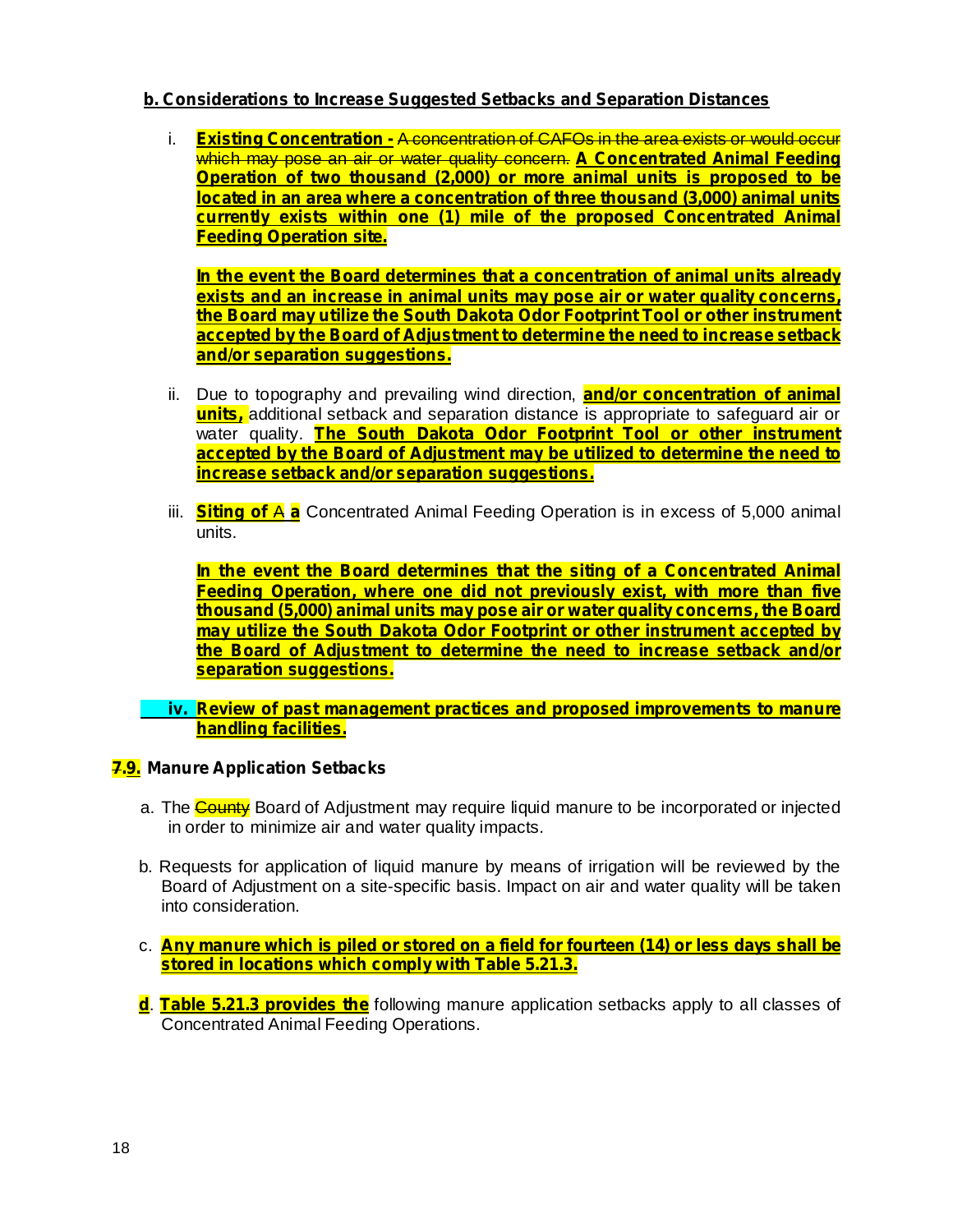**b. Considerations to Increase Suggested Setbacks and Separation Distances**

i. **Existing Concentration -** ~~A concentration of CAFOs in the area exists or would occur which may pose an air or water quality concern.~~ **A Concentrated Animal Feeding Operation of two thousand (2,000) or more animal units is proposed to be located in an area where a concentration of three thousand (3,000) animal units currently exists within one (1) mile of the proposed Concentrated Animal Feeding Operation site.**

   **In the event the Board determines that a concentration of animal units already exists and an increase in animal units may pose air or water quality concerns, the Board may utilize the South Dakota Odor Footprint Tool or other instrument accepted by the Board of Adjustment to determine the need to increase setback and/or separation suggestions.**

ii. Due to topography and prevailing wind direction, **and/or concentration of animal units,** additional setback and separation distance is appropriate to safeguard air or water quality. **The South Dakota Odor Footprint Tool or other instrument accepted by the Board of Adjustment may be utilized to determine the need to increase setback and/or separation suggestions.**

iii. **Siting of** ~~A~~ **a** Concentrated Animal Feeding Operation is in excess of 5,000 animal units.

   **In the event the Board determines that the siting of a Concentrated Animal Feeding Operation, where one did not previously exist, with more than five thousand (5,000) animal units may pose air or water quality concerns, the Board may utilize the South Dakota Odor Footprint or other instrument accepted by the Board of Adjustment to determine the need to increase setback and/or separation suggestions.**

iv. **Review of past management practices and proposed improvements to manure handling facilities.**

**~~7.~~9. Manure Application Setbacks**

a. The ~~County~~ Board of Adjustment may require liquid manure to be incorporated or injected in order to minimize air and water quality impacts.

b. Requests for application of liquid manure by means of irrigation will be reviewed by the Board of Adjustment on a site-specific basis. Impact on air and water quality will be taken into consideration.

c. **Any manure which is piled or stored on a field for fourteen (14) or less days shall be stored in locations which comply with Table 5.21.3.**

**d**. **Table 5.21.3 provides the** following manure application setbacks apply to all classes of Concentrated Animal Feeding Operations.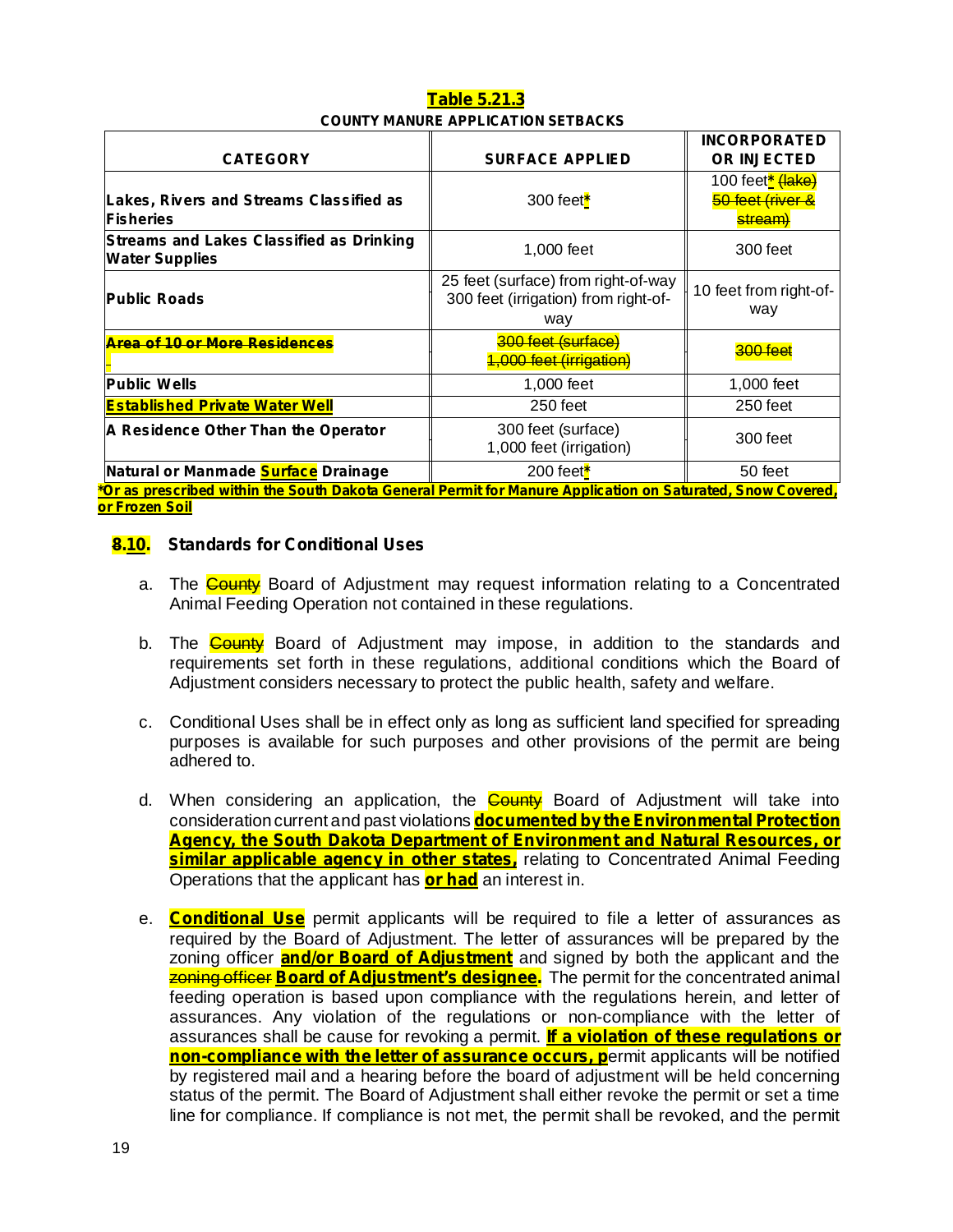**Table 5.21.3**

**COUNTY MANURE APPLICATION SETBACKS**

| CATEGORY | SURFACE APPLIED | INCORPORATED OR INJECTED |
|---|---|---|
| **Lakes, Rivers and Streams Classified as Fisheries** | 300 feet* | 100 feet* ~~(lake) 50 feet (river & stream)~~ |
| **Streams and Lakes Classified as Drinking Water Supplies** | 1,000 feet | 300 feet |
| **Public Roads** | 25 feet (surface) from right-of-way 300 feet (irrigation) from right-of-way | 10 feet from right-of-way |
| ~~**Area of 10 or More Residences**~~ | ~~300 feet (surface) 1,000 feet (irrigation)~~ | ~~300 feet~~ |
| **Public Wells** | 1,000 feet | 1,000 feet |
| **Established Private Water Well** | 250 feet | 250 feet |
| **A Residence Other Than the Operator** | 300 feet (surface) 1,000 feet (irrigation) | 300 feet |
| **Natural or Manmade Surface Drainage** | 200 feet* | 50 feet |

***Or as prescribed within the South Dakota General Permit for Manure Application on Saturated, Snow Covered, or Frozen Soil**

### ~~8~~.10. Standards for Conditional Uses

a. The ~~County~~ Board of Adjustment may request information relating to a Concentrated Animal Feeding Operation not contained in these regulations.

b. The ~~County~~ Board of Adjustment may impose, in addition to the standards and requirements set forth in these regulations, additional conditions which the Board of Adjustment considers necessary to protect the public health, safety and welfare.

c. Conditional Uses shall be in effect only as long as sufficient land specified for spreading purposes is available for such purposes and other provisions of the permit are being adhered to.

d. When considering an application, the ~~County~~ Board of Adjustment will take into consideration current and past violations **documented by the Environmental Protection Agency, the South Dakota Department of Environment and Natural Resources, or similar applicable agency in other states,** relating to Concentrated Animal Feeding Operations that the applicant has **or had** an interest in.

e. **Conditional Use** permit applicants will be required to file a letter of assurances as required by the Board of Adjustment. The letter of assurances will be prepared by the zoning officer **and/or Board of Adjustment** and signed by both the applicant and the ~~zoning officer~~ **Board of Adjustment's designee.** The permit for the concentrated animal feeding operation is based upon compliance with the regulations herein, and letter of assurances. Any violation of the regulations or non-compliance with the letter of assurances shall be cause for revoking a permit. **If a violation of these regulations or non-compliance with the letter of assurance occurs, p**ermit applicants will be notified by registered mail and a hearing before the board of adjustment will be held concerning status of the permit. The Board of Adjustment shall either revoke the permit or set a time line for compliance. If compliance is not met, the permit shall be revoked, and the permit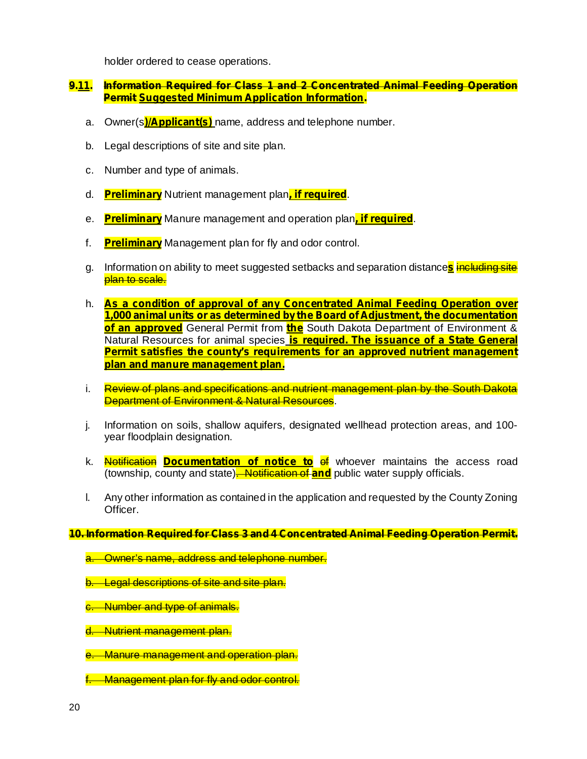holder ordered to cease operations.

**~~9.~~11. ~~Information Required for Class 1 and 2 Concentrated Animal Feeding Operation Permit~~ Suggested Minimum Application Information.**

a. Owner(s**)/Applicant(s)** name, address and telephone number.

b. Legal descriptions of site and site plan.

c. Number and type of animals.

d. **Preliminary** Nutrient management plan**, if required**.

e. **Preliminary** Manure management and operation plan**, if required**.

f. **Preliminary** Management plan for fly and odor control.

g. Information on ability to meet suggested setbacks and separation distance**s** ~~including site plan to scale.~~

h. **As a condition of approval of any Concentrated Animal Feeding Operation over 1,000 animal units or as determined by the Board of Adjustment, the documentation of an approved** General Permit from **the** South Dakota Department of Environment & Natural Resources for animal species **is required. The issuance of a State General Permit satisfies the county's requirements for an approved nutrient management plan and manure management plan.**

i. ~~Review of plans and specifications and nutrient management plan by the South Dakota Department of Environment & Natural Resources~~.

j. Information on soils, shallow aquifers, designated wellhead protection areas, and 100-year floodplain designation.

k. ~~Notification~~ **Documentation of notice to** ~~of~~ whoever maintains the access road (township, county and state)~~. Notification of~~ **and** public water supply officials.

l. Any other information as contained in the application and requested by the County Zoning Officer.

~~**10. Information Required for Class 3 and 4 Concentrated Animal Feeding Operation Permit.**~~

~~a. Owner's name, address and telephone number.~~

~~b. Legal descriptions of site and site plan.~~

~~c. Number and type of animals.~~

~~d. Nutrient management plan.~~

~~e. Manure management and operation plan.~~

~~f. Management plan for fly and odor control.~~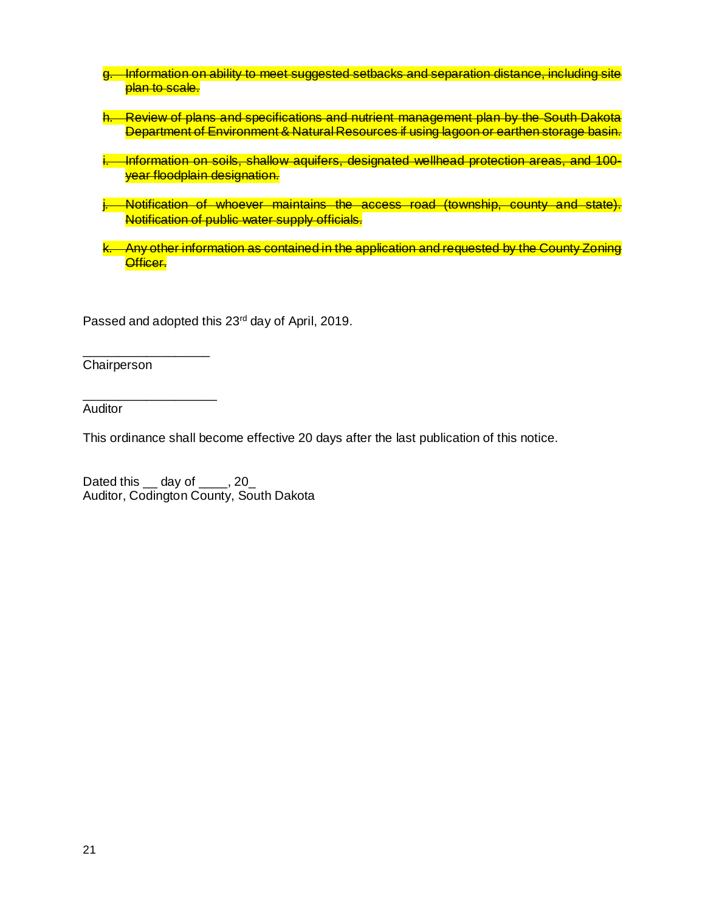- ~~g. Information on ability to meet suggested setbacks and separation distance, including site plan to scale.~~

- ~~h. Review of plans and specifications and nutrient management plan by the South Dakota Department of Environment & Natural Resources if using lagoon or earthen storage basin.~~

- ~~i. Information on soils, shallow aquifers, designated wellhead protection areas, and 100-year floodplain designation.~~

- ~~j. Notification of whoever maintains the access road (township, county and state). Notification of public water supply officials.~~

- ~~k. Any other information as contained in the application and requested by the County Zoning Officer.~~

Passed and adopted this 23rd day of April, 2019.

__________________
Chairperson

___________________
Auditor

This ordinance shall become effective 20 days after the last publication of this notice.

Dated this __ day of ____, 20_
Auditor, Codington County, South Dakota